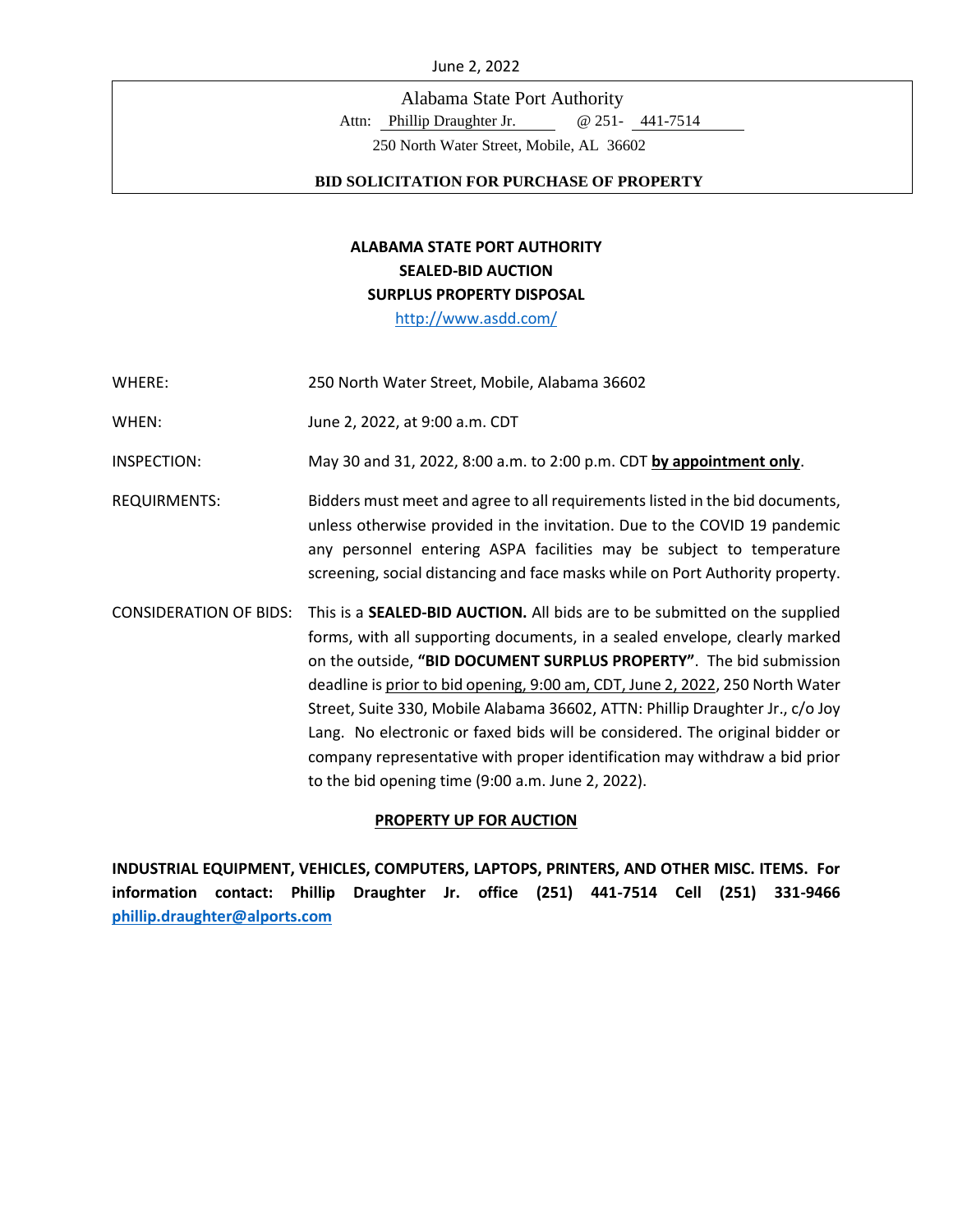June 2, 2022

Alabama State Port Authority

Attn: Phillip Draughter Jr. @ 251- 441-7514

250 North Water Street, Mobile, AL 36602

**BID SOLICITATION FOR PURCHASE OF PROPERTY**

**ALABAMA STATE PORT AUTHORITY**
**SEALED-BID AUCTION**
**SURPLUS PROPERTY DISPOSAL**

http://www.asdd.com/

WHERE: 250 North Water Street, Mobile, Alabama 36602

WHEN: June 2, 2022, at 9:00 a.m. CDT

INSPECTION: May 30 and 31, 2022, 8:00 a.m. to 2:00 p.m. CDT **by appointment only**.

REQUIREMENTS: Bidders must meet and agree to all requirements listed in the bid documents, unless otherwise provided in the invitation. Due to the COVID 19 pandemic any personnel entering ASPA facilities may be subject to temperature screening, social distancing and face masks while on Port Authority property.

CONSIDERATION OF BIDS: This is a **SEALED-BID AUCTION.** All bids are to be submitted on the supplied forms, with all supporting documents, in a sealed envelope, clearly marked on the outside, **"BID DOCUMENT SURPLUS PROPERTY"**. The bid submission deadline is prior to bid opening, 9:00 am, CDT, June 2, 2022, 250 North Water Street, Suite 330, Mobile Alabama 36602, ATTN: Phillip Draughter Jr., c/o Joy Lang. No electronic or faxed bids will be considered. The original bidder or company representative with proper identification may withdraw a bid prior to the bid opening time (9:00 a.m. June 2, 2022).

**PROPERTY UP FOR AUCTION**

**INDUSTRIAL EQUIPMENT, VEHICLES, COMPUTERS, LAPTOPS, PRINTERS, AND OTHER MISC. ITEMS. For information contact: Phillip Draughter Jr. office (251) 441-7514 Cell (251) 331-9466 phillip.draughter@alports.com**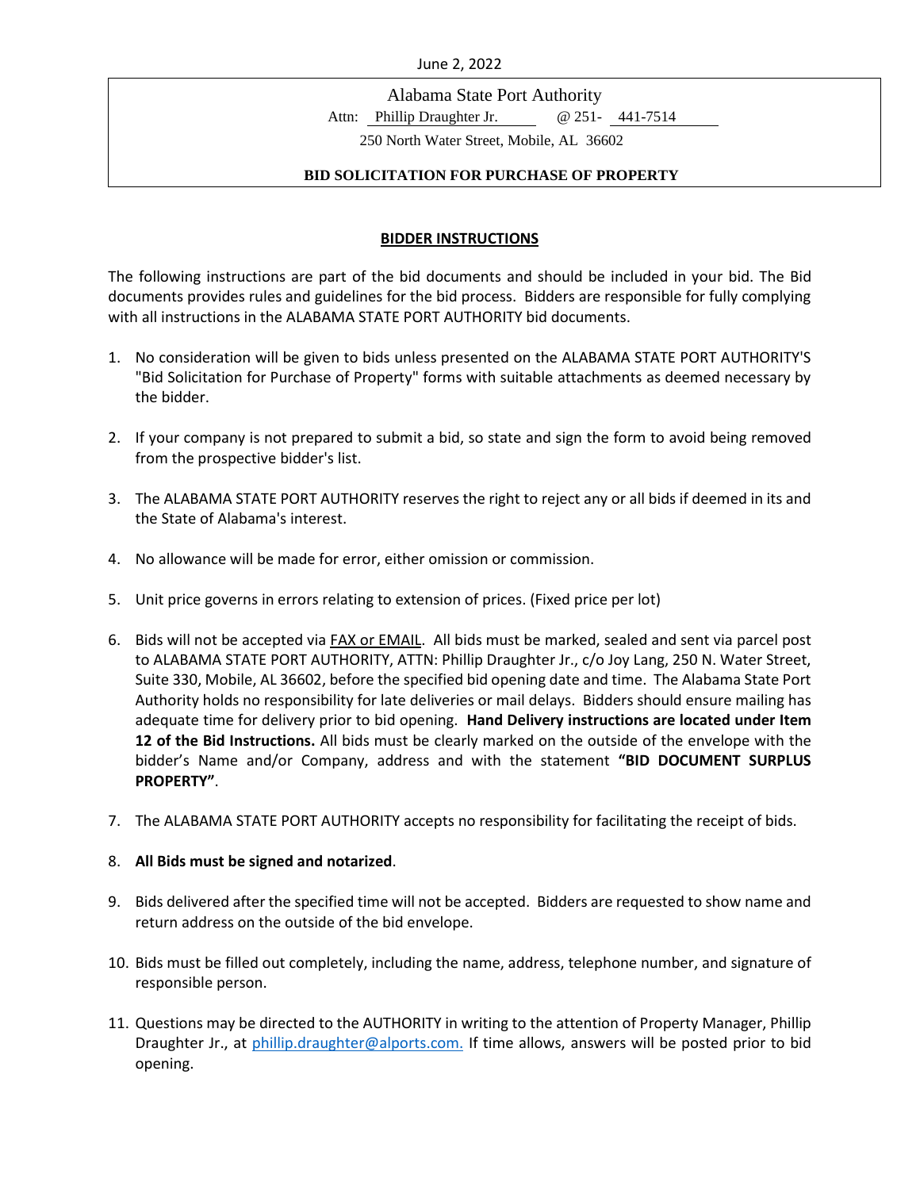June 2, 2022

Alabama State Port Authority

Attn: Phillip Draughter Jr. @ 251- 441-7514

250 North Water Street, Mobile, AL 36602

**BID SOLICITATION FOR PURCHASE OF PROPERTY**

## BIDDER INSTRUCTIONS

The following instructions are part of the bid documents and should be included in your bid. The Bid documents provides rules and guidelines for the bid process. Bidders are responsible for fully complying with all instructions in the ALABAMA STATE PORT AUTHORITY bid documents.

1. No consideration will be given to bids unless presented on the ALABAMA STATE PORT AUTHORITY'S "Bid Solicitation for Purchase of Property" forms with suitable attachments as deemed necessary by the bidder.

2. If your company is not prepared to submit a bid, so state and sign the form to avoid being removed from the prospective bidder's list.

3. The ALABAMA STATE PORT AUTHORITY reserves the right to reject any or all bids if deemed in its and the State of Alabama's interest.

4. No allowance will be made for error, either omission or commission.

5. Unit price governs in errors relating to extension of prices. (Fixed price per lot)

6. Bids will not be accepted via FAX or EMAIL. All bids must be marked, sealed and sent via parcel post to ALABAMA STATE PORT AUTHORITY, ATTN: Phillip Draughter Jr., c/o Joy Lang, 250 N. Water Street, Suite 330, Mobile, AL 36602, before the specified bid opening date and time. The Alabama State Port Authority holds no responsibility for late deliveries or mail delays. Bidders should ensure mailing has adequate time for delivery prior to bid opening. **Hand Delivery instructions are located under Item 12 of the Bid Instructions.** All bids must be clearly marked on the outside of the envelope with the bidder's Name and/or Company, address and with the statement **"BID DOCUMENT SURPLUS PROPERTY"**.

7. The ALABAMA STATE PORT AUTHORITY accepts no responsibility for facilitating the receipt of bids.

8. **All Bids must be signed and notarized**.

9. Bids delivered after the specified time will not be accepted. Bidders are requested to show name and return address on the outside of the bid envelope.

10. Bids must be filled out completely, including the name, address, telephone number, and signature of responsible person.

11. Questions may be directed to the AUTHORITY in writing to the attention of Property Manager, Phillip Draughter Jr., at phillip.draughter@alports.com. If time allows, answers will be posted prior to bid opening.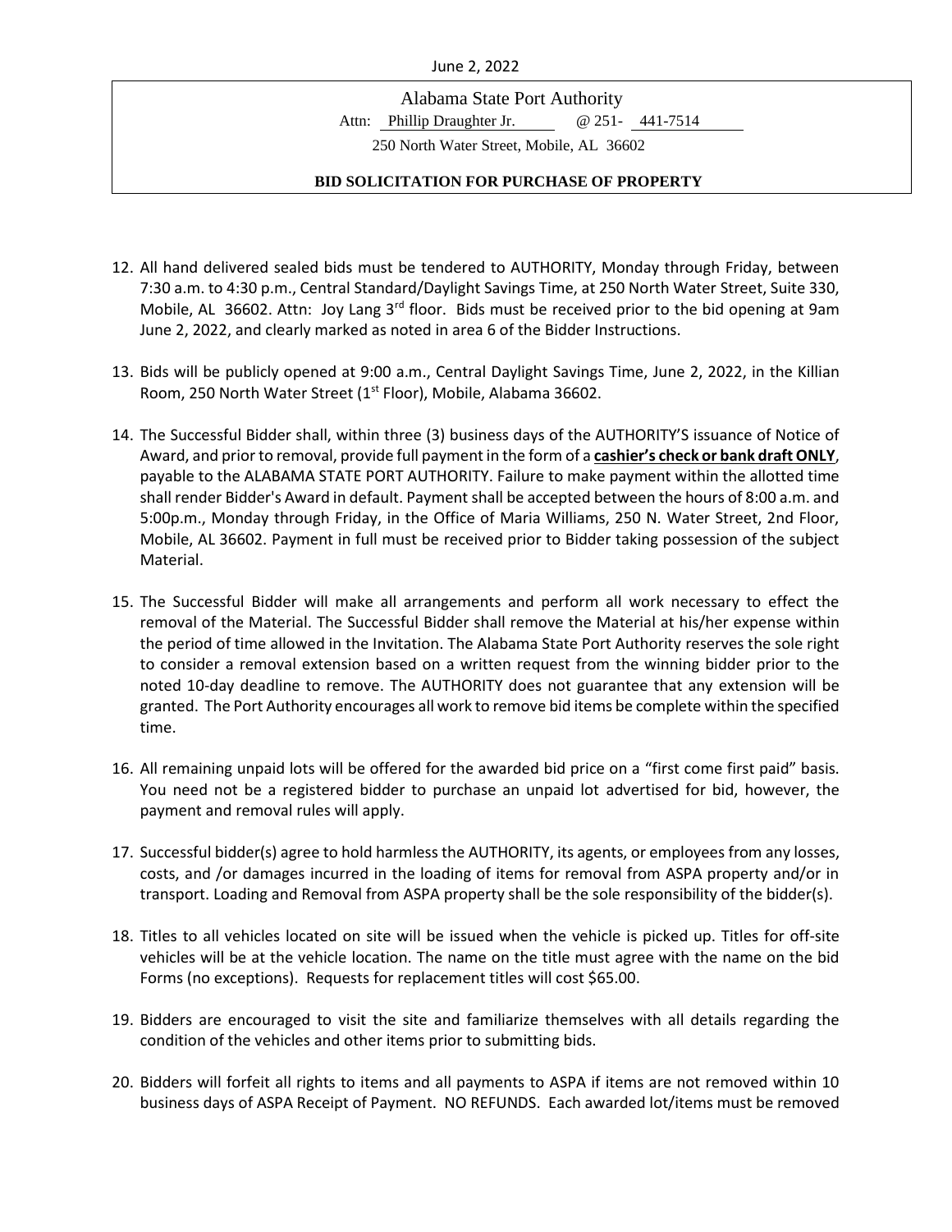Alabama State Port Authority

Attn: Phillip Draughter Jr. @ 251- 441-7514

250 North Water Street, Mobile, AL 36602

**BID SOLICITATION FOR PURCHASE OF PROPERTY**

12. All hand delivered sealed bids must be tendered to AUTHORITY, Monday through Friday, between 7:30 a.m. to 4:30 p.m., Central Standard/Daylight Savings Time, at 250 North Water Street, Suite 330, Mobile, AL 36602. Attn: Joy Lang 3rd floor. Bids must be received prior to the bid opening at 9am June 2, 2022, and clearly marked as noted in area 6 of the Bidder Instructions.

13. Bids will be publicly opened at 9:00 a.m., Central Daylight Savings Time, June 2, 2022, in the Killian Room, 250 North Water Street (1st Floor), Mobile, Alabama 36602.

14. The Successful Bidder shall, within three (3) business days of the AUTHORITY'S issuance of Notice of Award, and prior to removal, provide full payment in the form of a **cashier's check or bank draft ONLY**, payable to the ALABAMA STATE PORT AUTHORITY. Failure to make payment within the allotted time shall render Bidder's Award in default. Payment shall be accepted between the hours of 8:00 a.m. and 5:00p.m., Monday through Friday, in the Office of Maria Williams, 250 N. Water Street, 2nd Floor, Mobile, AL 36602. Payment in full must be received prior to Bidder taking possession of the subject Material.

15. The Successful Bidder will make all arrangements and perform all work necessary to effect the removal of the Material. The Successful Bidder shall remove the Material at his/her expense within the period of time allowed in the Invitation. The Alabama State Port Authority reserves the sole right to consider a removal extension based on a written request from the winning bidder prior to the noted 10-day deadline to remove. The AUTHORITY does not guarantee that any extension will be granted. The Port Authority encourages all work to remove bid items be complete within the specified time.

16. All remaining unpaid lots will be offered for the awarded bid price on a "first come first paid" basis. You need not be a registered bidder to purchase an unpaid lot advertised for bid, however, the payment and removal rules will apply.

17. Successful bidder(s) agree to hold harmless the AUTHORITY, its agents, or employees from any losses, costs, and /or damages incurred in the loading of items for removal from ASPA property and/or in transport. Loading and Removal from ASPA property shall be the sole responsibility of the bidder(s).

18. Titles to all vehicles located on site will be issued when the vehicle is picked up. Titles for off-site vehicles will be at the vehicle location. The name on the title must agree with the name on the bid Forms (no exceptions). Requests for replacement titles will cost $65.00.

19. Bidders are encouraged to visit the site and familiarize themselves with all details regarding the condition of the vehicles and other items prior to submitting bids.

20. Bidders will forfeit all rights to items and all payments to ASPA if items are not removed within 10 business days of ASPA Receipt of Payment. NO REFUNDS. Each awarded lot/items must be removed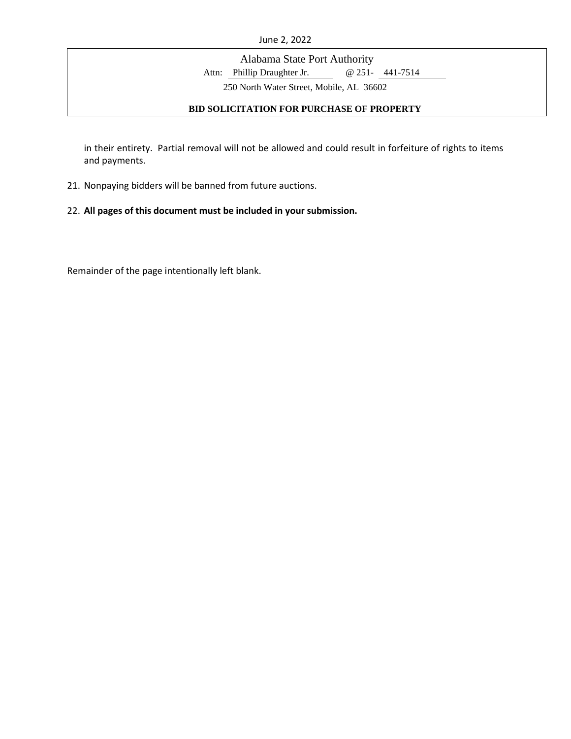in their entirety. Partial removal will not be allowed and could result in forfeiture of rights to items and payments.

21. Nonpaying bidders will be banned from future auctions.

22. **All pages of this document must be included in your submission.**

Remainder of the page intentionally left blank.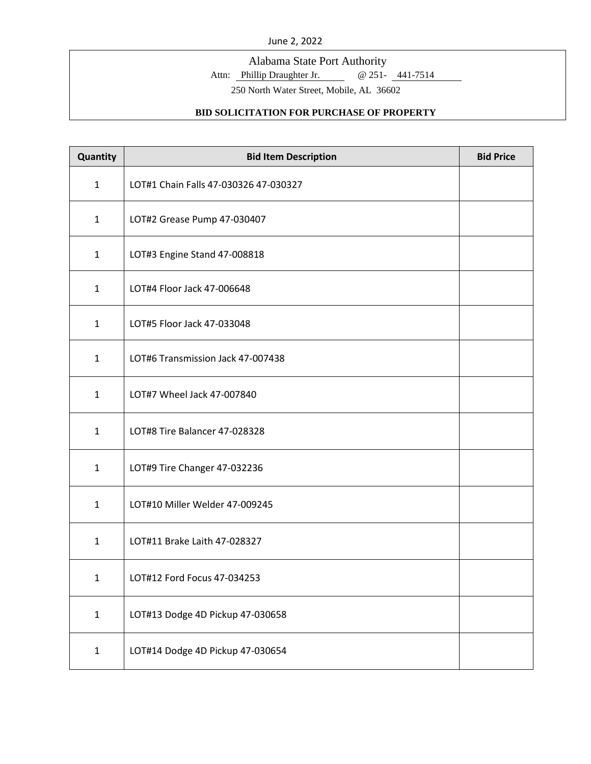June 2, 2022

Alabama State Port Authority

Attn: Phillip Draughter Jr. @ 251- 441-7514

250 North Water Street, Mobile, AL 36602

**BID SOLICITATION FOR PURCHASE OF PROPERTY**

| Quantity | Bid Item Description | Bid Price |
|---|---|---|
| 1 | LOT#1 Chain Falls 47-030326 47-030327 | |
| 1 | LOT#2 Grease Pump 47-030407 | |
| 1 | LOT#3 Engine Stand 47-008818 | |
| 1 | LOT#4 Floor Jack 47-006648 | |
| 1 | LOT#5 Floor Jack 47-033048 | |
| 1 | LOT#6 Transmission Jack 47-007438 | |
| 1 | LOT#7 Wheel Jack 47-007840 | |
| 1 | LOT#8 Tire Balancer 47-028328 | |
| 1 | LOT#9 Tire Changer 47-032236 | |
| 1 | LOT#10 Miller Welder 47-009245 | |
| 1 | LOT#11 Brake Laith 47-028327 | |
| 1 | LOT#12 Ford Focus 47-034253 | |
| 1 | LOT#13 Dodge 4D Pickup 47-030658 | |
| 1 | LOT#14 Dodge 4D Pickup 47-030654 | |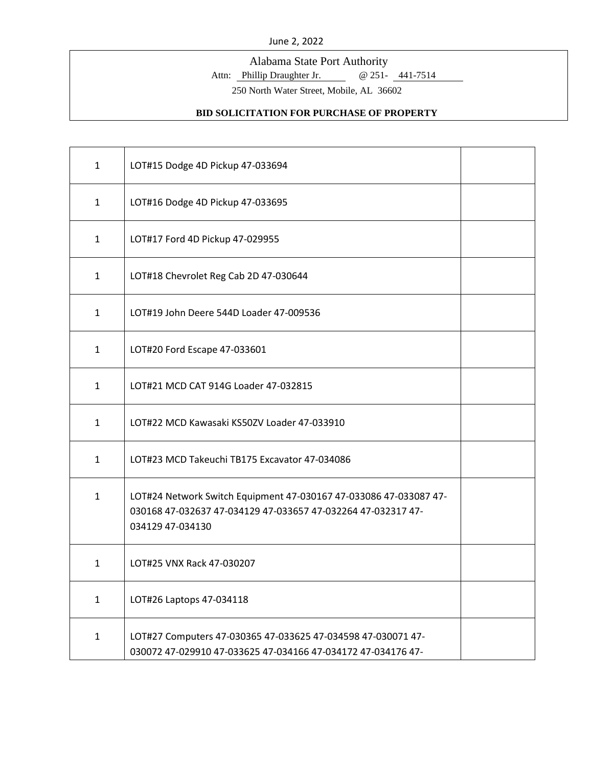June 2, 2022

Alabama State Port Authority

Attn: Phillip Draughter Jr. @ 251- 441-7514

250 North Water Street, Mobile, AL 36602

**BID SOLICITATION FOR PURCHASE OF PROPERTY**

| | | |
|---|---|---|
| 1 | LOT#15 Dodge 4D Pickup 47-033694 | |
| 1 | LOT#16 Dodge 4D Pickup 47-033695 | |
| 1 | LOT#17 Ford 4D Pickup 47-029955 | |
| 1 | LOT#18 Chevrolet Reg Cab 2D 47-030644 | |
| 1 | LOT#19 John Deere 544D Loader 47-009536 | |
| 1 | LOT#20 Ford Escape 47-033601 | |
| 1 | LOT#21 MCD CAT 914G Loader 47-032815 | |
| 1 | LOT#22 MCD Kawasaki KS50ZV Loader 47-033910 | |
| 1 | LOT#23 MCD Takeuchi TB175 Excavator 47-034086 | |
| 1 | LOT#24 Network Switch Equipment 47-030167 47-033086 47-033087 47-030168 47-032637 47-034129 47-033657 47-032264 47-032317 47-034129 47-034130 | |
| 1 | LOT#25 VNX Rack 47-030207 | |
| 1 | LOT#26 Laptops 47-034118 | |
| 1 | LOT#27 Computers 47-030365 47-033625 47-034598 47-030071 47-030072 47-029910 47-033625 47-034166 47-034172 47-034176 47- | |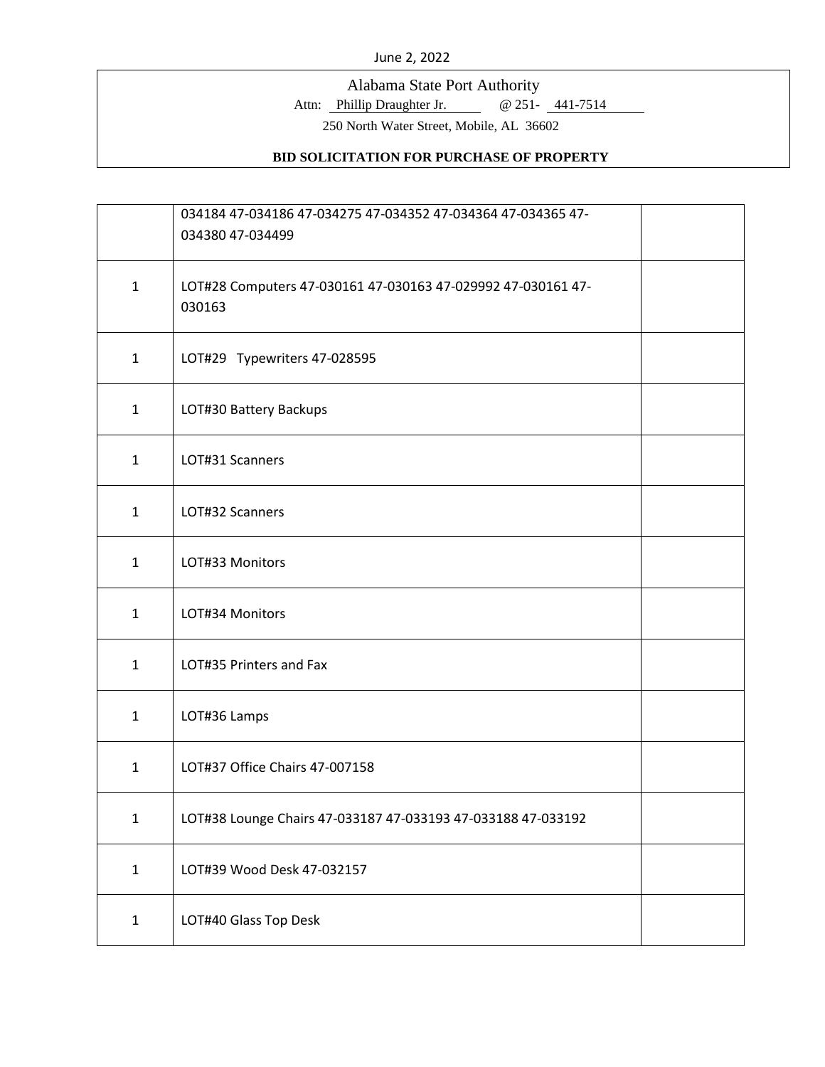June 2, 2022

Alabama State Port Authority
Attn: Phillip Draughter Jr. @ 251- 441-7514
250 North Water Street, Mobile, AL 36602

**BID SOLICITATION FOR PURCHASE OF PROPERTY**

| | | |
|---|---|---|
| | 034184 47-034186 47-034275 47-034352 47-034364 47-034365 47-034380 47-034499 | |
| 1 | LOT#28 Computers 47-030161 47-030163 47-029992 47-030161 47-030163 | |
| 1 | LOT#29 Typewriters 47-028595 | |
| 1 | LOT#30 Battery Backups | |
| 1 | LOT#31 Scanners | |
| 1 | LOT#32 Scanners | |
| 1 | LOT#33 Monitors | |
| 1 | LOT#34 Monitors | |
| 1 | LOT#35 Printers and Fax | |
| 1 | LOT#36 Lamps | |
| 1 | LOT#37 Office Chairs 47-007158 | |
| 1 | LOT#38 Lounge Chairs 47-033187 47-033193 47-033188 47-033192 | |
| 1 | LOT#39 Wood Desk 47-032157 | |
| 1 | LOT#40 Glass Top Desk | |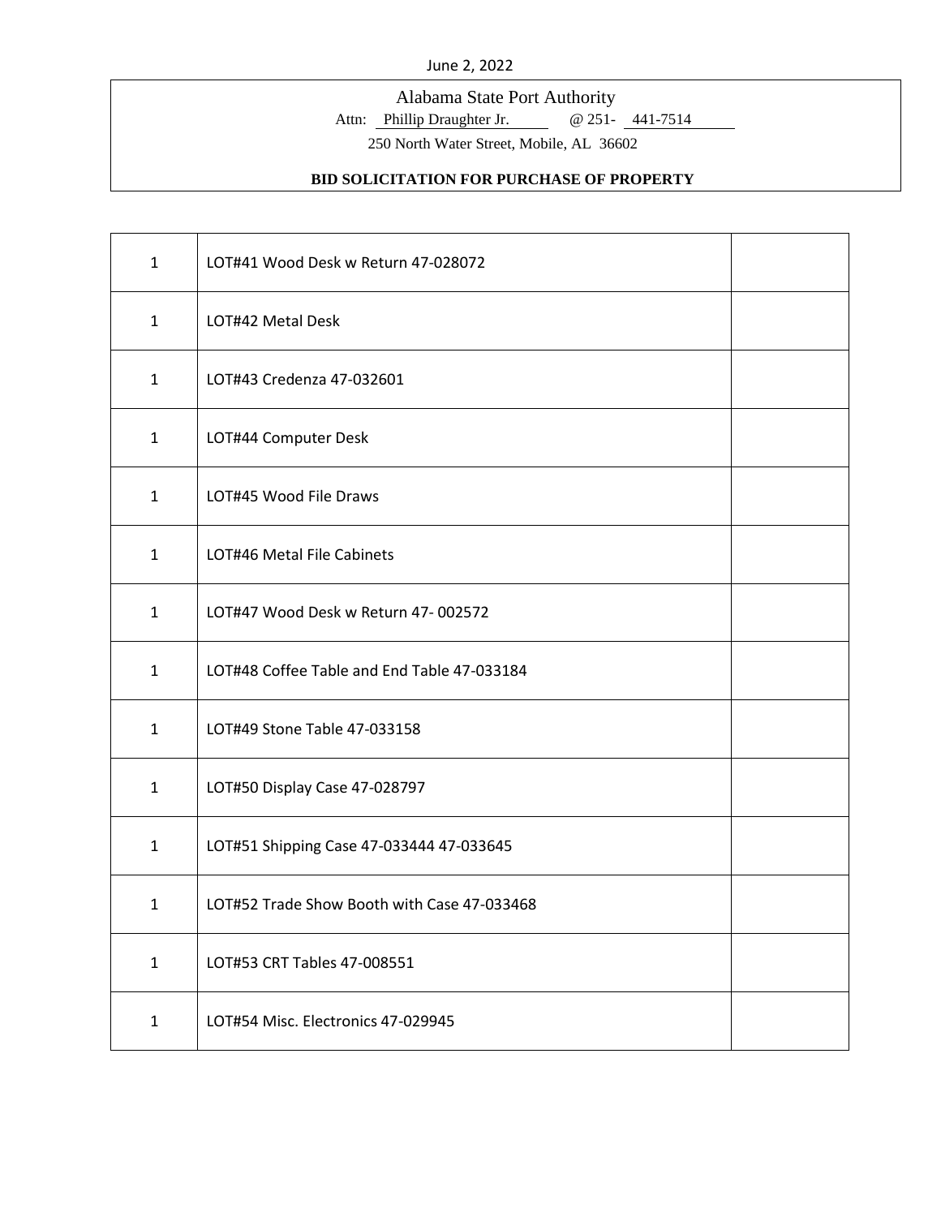June 2, 2022

Alabama State Port Authority

Attn: Phillip Draughter Jr. @ 251- 441-7514

250 North Water Street, Mobile, AL 36602

**BID SOLICITATION FOR PURCHASE OF PROPERTY**

| | | |
|---|---|---|
| 1 | LOT#41 Wood Desk w Return 47-028072 | |
| 1 | LOT#42 Metal Desk | |
| 1 | LOT#43 Credenza 47-032601 | |
| 1 | LOT#44 Computer Desk | |
| 1 | LOT#45 Wood File Draws | |
| 1 | LOT#46 Metal File Cabinets | |
| 1 | LOT#47 Wood Desk w Return 47- 002572 | |
| 1 | LOT#48 Coffee Table and End Table 47-033184 | |
| 1 | LOT#49 Stone Table 47-033158 | |
| 1 | LOT#50 Display Case 47-028797 | |
| 1 | LOT#51 Shipping Case 47-033444 47-033645 | |
| 1 | LOT#52 Trade Show Booth with Case 47-033468 | |
| 1 | LOT#53 CRT Tables 47-008551 | |
| 1 | LOT#54 Misc. Electronics 47-029945 | |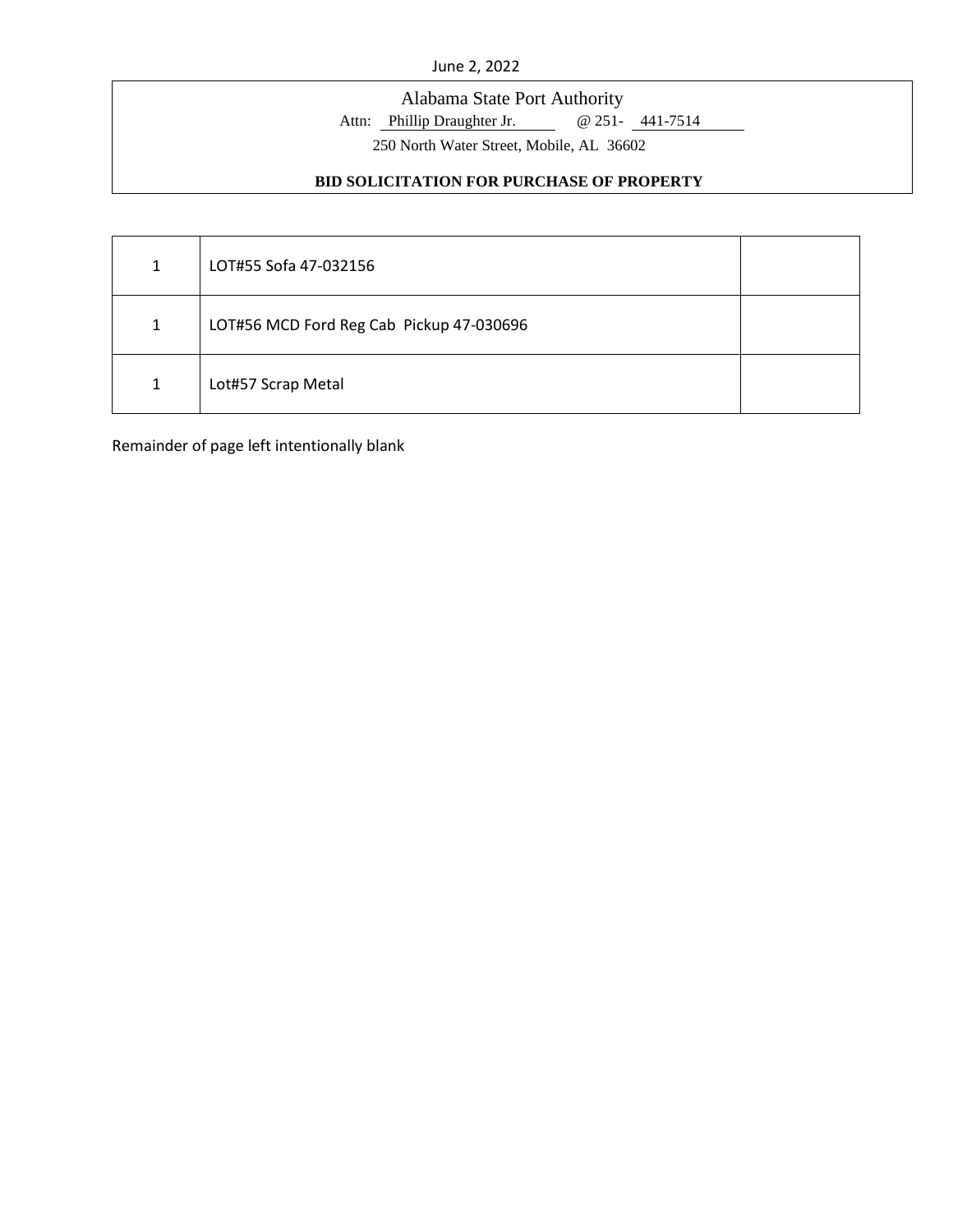June 2, 2022

Alabama State Port Authority

Attn: Phillip Draughter Jr. @ 251- 441-7514

250 North Water Street, Mobile, AL 36602

**BID SOLICITATION FOR PURCHASE OF PROPERTY**

| | | |
|---|---|---|
| 1 | LOT#55 Sofa 47-032156 | |
| 1 | LOT#56 MCD Ford Reg Cab Pickup 47-030696 | |
| 1 | Lot#57 Scrap Metal | |

Remainder of page left intentionally blank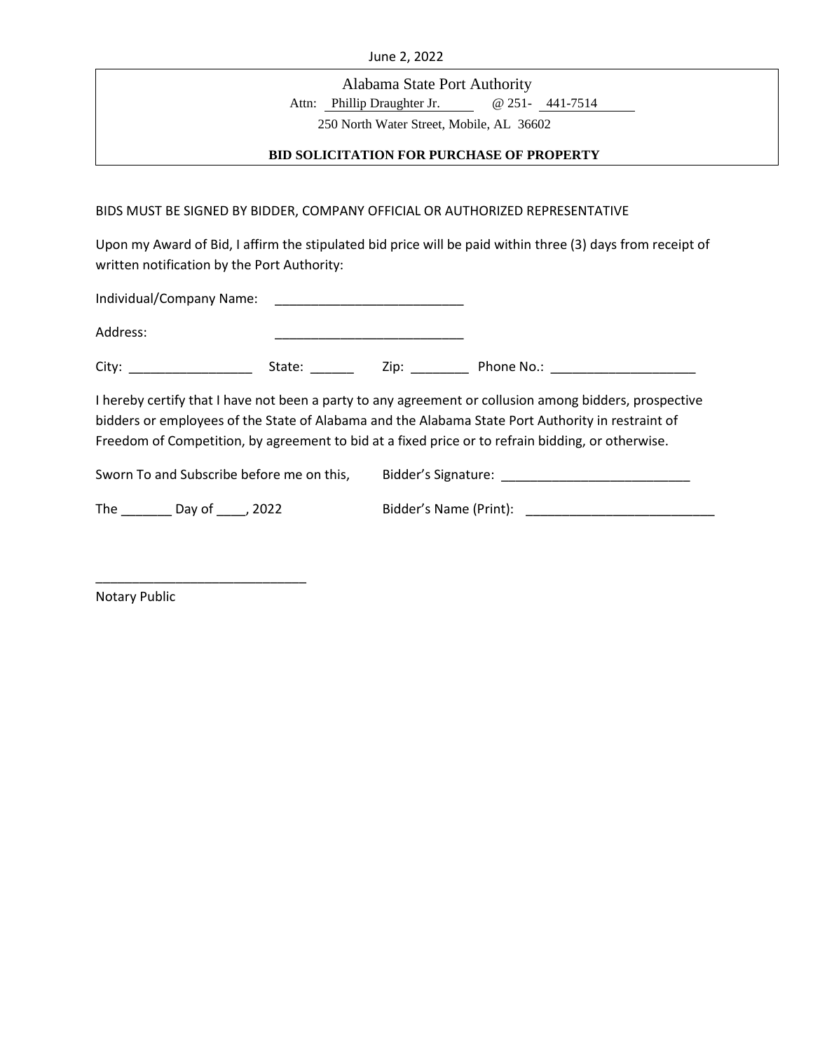June 2, 2022

Alabama State Port Authority

Attn: Phillip Draughter Jr. @ 251- 441-7514

250 North Water Street, Mobile, AL 36602

**BID SOLICITATION FOR PURCHASE OF PROPERTY**

BIDS MUST BE SIGNED BY BIDDER, COMPANY OFFICIAL OR AUTHORIZED REPRESENTATIVE

Upon my Award of Bid, I affirm the stipulated bid price will be paid within three (3) days from receipt of written notification by the Port Authority:

Individual/Company Name: ___________________________

Address: ___________________________

City: _________________ State: ______ Zip: ________ Phone No.: ____________________

I hereby certify that I have not been a party to any agreement or collusion among bidders, prospective bidders or employees of the State of Alabama and the Alabama State Port Authority in restraint of Freedom of Competition, by agreement to bid at a fixed price or to refrain bidding, or otherwise.

Sworn To and Subscribe before me on this, Bidder's Signature: ___________________________

The _______ Day of ____, 2022 Bidder's Name (Print): ___________________________

_____________________________

Notary Public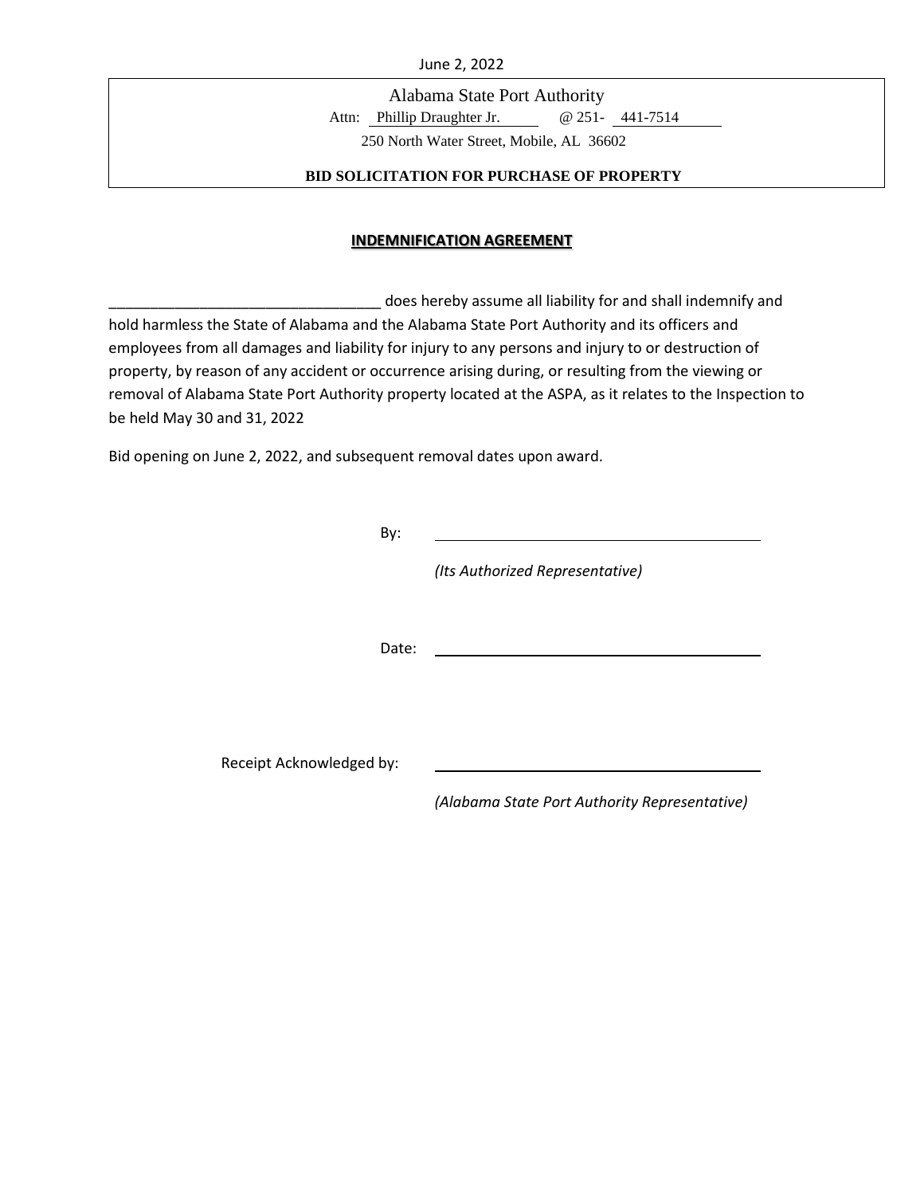June 2, 2022

Alabama State Port Authority
Attn: Phillip Draughter Jr. @ 251- 441-7514
250 North Water Street, Mobile, AL 36602

**BID SOLICITATION FOR PURCHASE OF PROPERTY**

## INDEMNIFICATION AGREEMENT

_________________________________ does hereby assume all liability for and shall indemnify and hold harmless the State of Alabama and the Alabama State Port Authority and its officers and employees from all damages and liability for injury to any persons and injury to or destruction of property, by reason of any accident or occurrence arising during, or resulting from the viewing or removal of Alabama State Port Authority property located at the ASPA, as it relates to the Inspection to be held May 30 and 31, 2022

Bid opening on June 2, 2022, and subsequent removal dates upon award.

By: _________________________________

*(Its Authorized Representative)*

Date: _________________________________

Receipt Acknowledged by: _________________________________

*(Alabama State Port Authority Representative)*